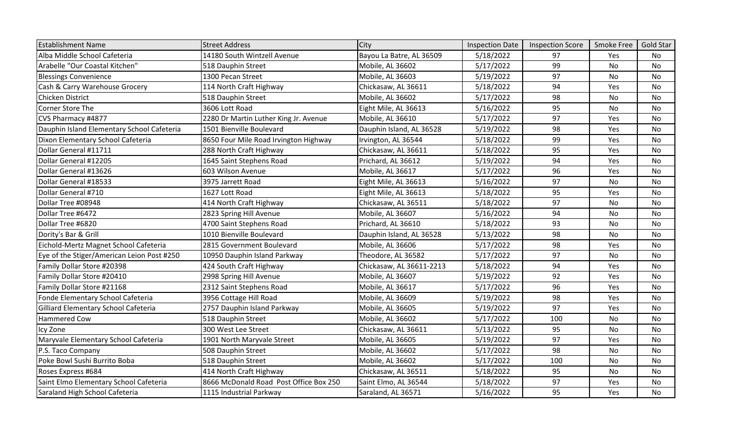| Establishment Name | Street Address | City | Inspection Date | Inspection Score | Smoke Free | Gold Star |
|---|---|---|---|---|---|---|
| Alba Middle School Cafeteria | 14180 South Wintzell Avenue | Bayou La Batre, AL 36509 | 5/18/2022 | 97 | Yes | No |
| Arabelle "Our Coastal Kitchen" | 518 Dauphin Street | Mobile, AL 36602 | 5/17/2022 | 99 | No | No |
| Blessings Convenience | 1300 Pecan Street | Mobile, AL 36603 | 5/19/2022 | 97 | No | No |
| Cash & Carry Warehouse Grocery | 114 North Craft Highway | Chickasaw, AL 36611 | 5/18/2022 | 94 | Yes | No |
| Chicken District | 518 Dauphin Street | Mobile, AL 36602 | 5/17/2022 | 98 | No | No |
| Corner Store The | 3606 Lott Road | Eight Mile, AL 36613 | 5/16/2022 | 95 | No | No |
| CVS Pharmacy #4877 | 2280 Dr Martin Luther King Jr. Avenue | Mobile, AL 36610 | 5/17/2022 | 97 | Yes | No |
| Dauphin Island Elementary School Cafeteria | 1501 Bienville Boulevard | Dauphin Island, AL 36528 | 5/19/2022 | 98 | Yes | No |
| Dixon Elementary School Cafeteria | 8650 Four Mile Road Irvington Highway | Irvington, AL 36544 | 5/18/2022 | 99 | Yes | No |
| Dollar General #11711 | 288 North Craft Highway | Chickasaw, AL 36611 | 5/18/2022 | 95 | Yes | No |
| Dollar General #12205 | 1645 Saint Stephens Road | Prichard, AL 36612 | 5/19/2022 | 94 | Yes | No |
| Dollar General #13626 | 603 Wilson Avenue | Mobile, AL 36617 | 5/17/2022 | 96 | Yes | No |
| Dollar General #18533 | 3975 Jarrett Road | Eight Mile, AL 36613 | 5/16/2022 | 97 | No | No |
| Dollar General #710 | 1627 Lott Road | Eight Mile, AL 36613 | 5/18/2022 | 95 | Yes | No |
| Dollar Tree #08948 | 414 North Craft Highway | Chickasaw, AL 36511 | 5/18/2022 | 97 | No | No |
| Dollar Tree #6472 | 2823 Spring Hill Avenue | Mobile, AL 36607 | 5/16/2022 | 94 | No | No |
| Dollar Tree #6820 | 4700 Saint Stephens Road | Prichard, AL 36610 | 5/18/2022 | 93 | No | No |
| Dority's Bar & Grill | 1010 Bienville Boulevard | Dauphin Island, AL 36528 | 5/13/2022 | 98 | No | No |
| Eichold-Mertz Magnet School Cafeteria | 2815 Government Boulevard | Mobile, AL 36606 | 5/17/2022 | 98 | Yes | No |
| Eye of the Stiger/American Leion Post #250 | 10950 Dauphin Island Parkway | Theodore, AL 36582 | 5/17/2022 | 97 | No | No |
| Family Dollar Store #20398 | 424 South Craft Highway | Chickasaw, AL 36611-2213 | 5/18/2022 | 94 | Yes | No |
| Family Dollar Store #20410 | 2998 Spring Hill Avenue | Mobile, AL 36607 | 5/19/2022 | 92 | Yes | No |
| Family Dollar Store #21168 | 2312 Saint Stephens Road | Mobile, AL 36617 | 5/17/2022 | 96 | Yes | No |
| Fonde Elementary School Cafeteria | 3956 Cottage Hill Road | Mobile, AL 36609 | 5/19/2022 | 98 | Yes | No |
| Gilliard Elementary School Cafeteria | 2757 Dauphin Island Parkway | Mobile, AL 36605 | 5/19/2022 | 97 | Yes | No |
| Hammered Cow | 518 Dauphin Street | Mobile, AL 36602 | 5/17/2022 | 100 | No | No |
| Icy Zone | 300 West Lee Street | Chickasaw, AL 36611 | 5/13/2022 | 95 | No | No |
| Maryvale Elementary School Cafeteria | 1901 North Maryvale Street | Mobile, AL 36605 | 5/19/2022 | 97 | Yes | No |
| P.S. Taco Company | 508 Dauphin Street | Mobile, AL 36602 | 5/17/2022 | 98 | No | No |
| Poke Bowl Sushi Burrito Boba | 518 Dauphin Street | Mobile, AL 36602 | 5/17/2022 | 100 | No | No |
| Roses Express #684 | 414 North Craft Highway | Chickasaw, AL 36511 | 5/18/2022 | 95 | No | No |
| Saint Elmo Elementary School Cafeteria | 8666 McDonald Road Post Office Box 250 | Saint Elmo, AL 36544 | 5/18/2022 | 97 | Yes | No |
| Saraland High School Cafeteria | 1115 Industrial Parkway | Saraland, AL 36571 | 5/16/2022 | 95 | Yes | No |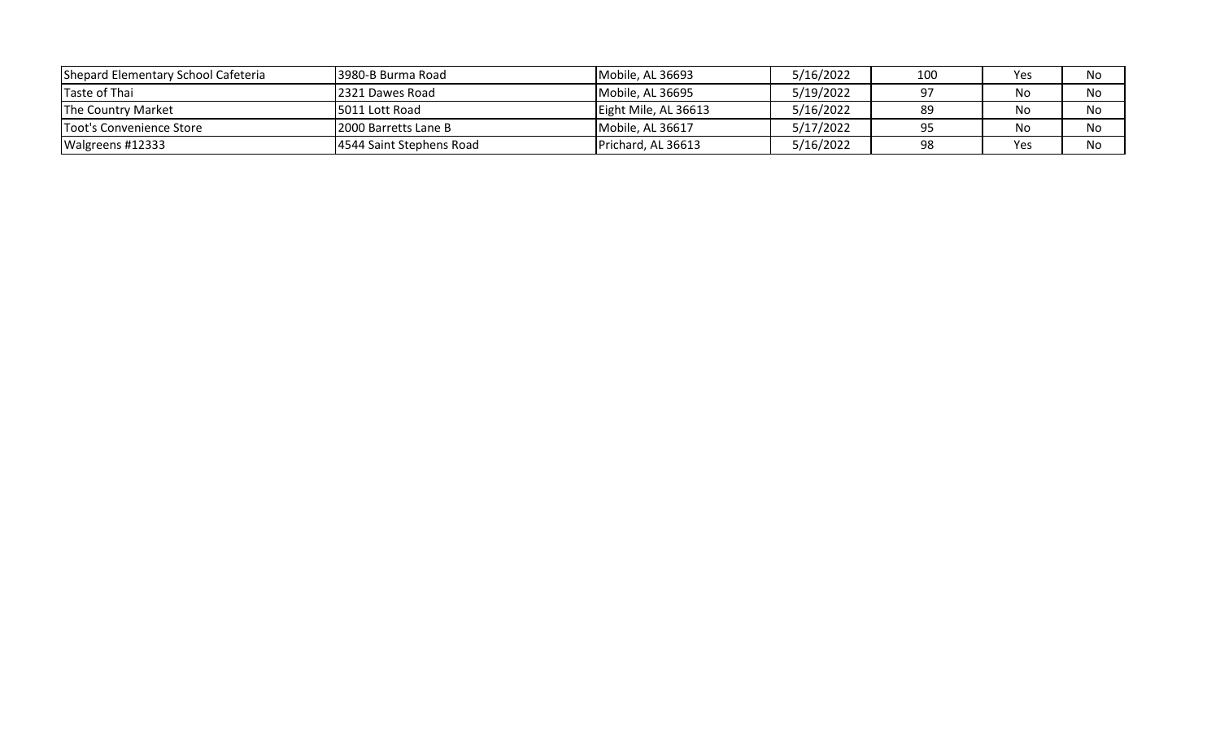| | | | | | | |
|---|---|---|---|---|---|---|
| Shepard Elementary School Cafeteria | 3980-B Burma Road | Mobile, AL 36693 | 5/16/2022 | 100 | Yes | No |
| Taste of Thai | 2321 Dawes Road | Mobile, AL 36695 | 5/19/2022 | 97 | No | No |
| The Country Market | 5011 Lott Road | Eight Mile, AL 36613 | 5/16/2022 | 89 | No | No |
| Toot's Convenience Store | 2000 Barretts Lane B | Mobile, AL 36617 | 5/17/2022 | 95 | No | No |
| Walgreens #12333 | 4544 Saint Stephens Road | Prichard, AL 36613 | 5/16/2022 | 98 | Yes | No |